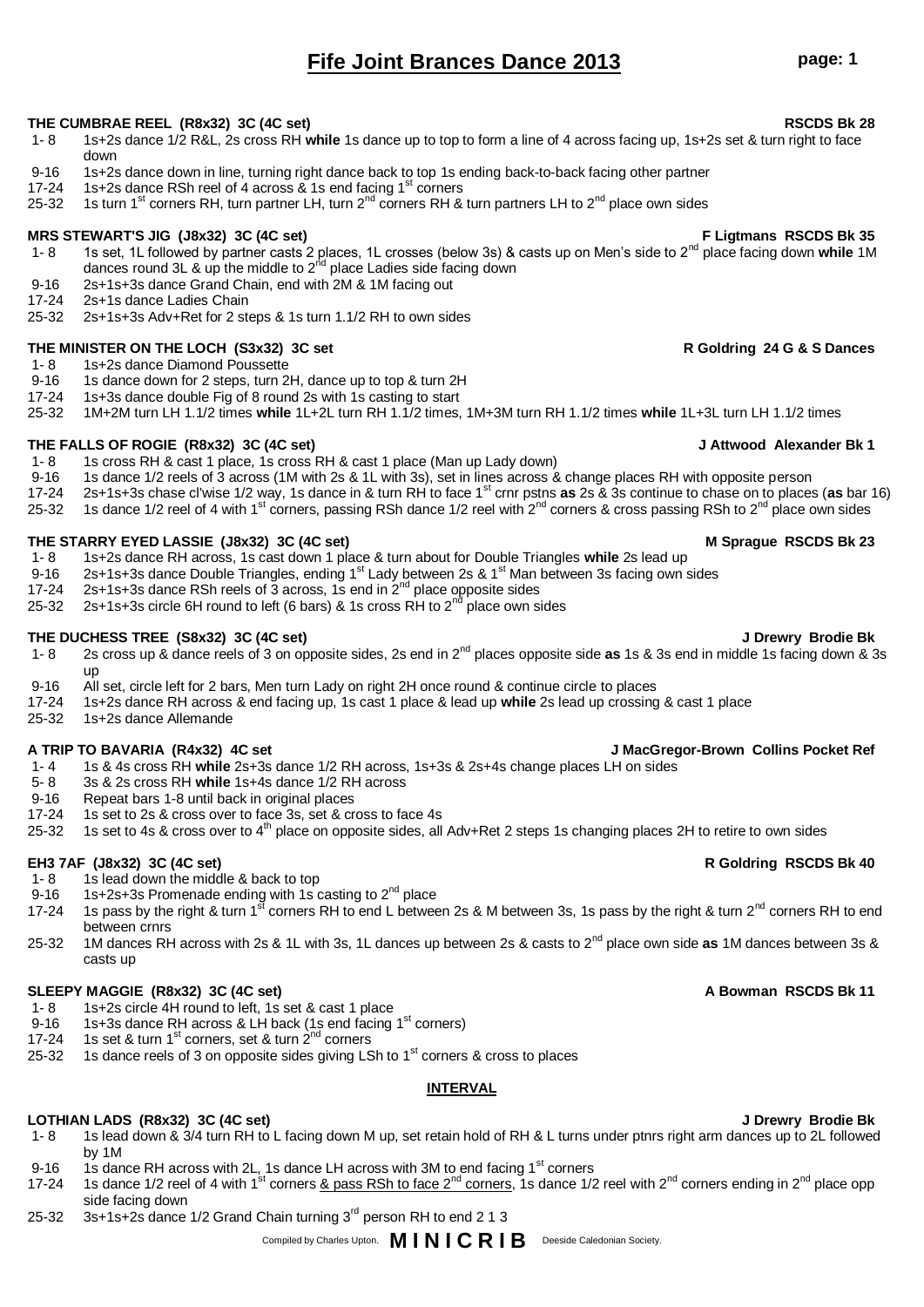# Fife Joint Brances Dance 2013

**THE CUMBRAE REEL (R8x32) 3C (4C set)** — **RSCDS Bk 28**

- 1- 8 1s+2s dance 1/2 R&L, 2s cross RH **while** 1s dance up to top to form a line of 4 across facing up, 1s+2s set & turn right to face down
- 9-16 1s+2s dance down in line, turning right dance back to top 1s ending back-to-back facing other partner
- 17-24 1s+2s dance RSh reel of 4 across & 1s end facing 1st corners
- 25-32 1s turn 1st corners RH, turn partner LH, turn 2nd corners RH & turn partners LH to 2nd place own sides

**MRS STEWART'S JIG (J8x32) 3C (4C set)** — **F Ligtmans RSCDS Bk 35**

- 1- 8 1s set, 1L followed by partner casts 2 places, 1L crosses (below 3s) & casts up on Men's side to 2nd place facing down **while** 1M dances round 3L & up the middle to 2nd place Ladies side facing down
- 9-16 2s+1s+3s dance Grand Chain, end with 2M & 1M facing out
- 17-24 2s+1s dance Ladies Chain
- 25-32 2s+1s+3s Adv+Ret for 2 steps & 1s turn 1.1/2 RH to own sides

**THE MINISTER ON THE LOCH (S3x32) 3C set** — **R Goldring 24 G & S Dances**

- 1- 8 1s+2s dance Diamond Poussette
- 9-16 1s dance down for 2 steps, turn 2H, dance up to top & turn 2H
- 17-24 1s+3s dance double Fig of 8 round 2s with 1s casting to start
- 25-32 1M+2M turn LH 1.1/2 times **while** 1L+2L turn RH 1.1/2 times, 1M+3M turn RH 1.1/2 times **while** 1L+3L turn LH 1.1/2 times

**THE FALLS OF ROGIE (R8x32) 3C (4C set)** — **J Attwood Alexander Bk 1**

- 1- 8 1s cross RH & cast 1 place, 1s cross RH & cast 1 place (Man up Lady down)
- 9-16 1s dance 1/2 reels of 3 across (1M with 2s & 1L with 3s), set in lines across & change places RH with opposite person
- 17-24 2s+1s+3s chase cl'wise 1/2 way, 1s dance in & turn RH to face 1st crnr pstns **as** 2s & 3s continue to chase on to places (**as** bar 16)
- 25-32 1s dance 1/2 reel of 4 with 1st corners, passing RSh dance 1/2 reel with 2nd corners & cross passing RSh to 2nd place own sides

**THE STARRY EYED LASSIE (J8x32) 3C (4C set)** — **M Sprague RSCDS Bk 23**

- 1- 8 1s+2s dance RH across, 1s cast down 1 place & turn about for Double Triangles **while** 2s lead up
- 9-16 2s+1s+3s dance Double Triangles, ending 1st Lady between 2s & 1st Man between 3s facing own sides
- 17-24 2s+1s+3s dance RSh reels of 3 across, 1s end in 2nd place opposite sides
- 25-32 2s+1s+3s circle 6H round to left (6 bars) & 1s cross RH to 2nd place own sides

**THE DUCHESS TREE (S8x32) 3C (4C set)** — **J Drewry Brodie Bk**

- 1- 8 2s cross up & dance reels of 3 on opposite sides, 2s end in 2nd places opposite side **as** 1s & 3s end in middle 1s facing down & 3s up
- 9-16 All set, circle left for 2 bars, Men turn Lady on right 2H once round & continue circle to places
- 17-24 1s+2s dance RH across & end facing up, 1s cast 1 place & lead up **while** 2s lead up crossing & cast 1 place
- 25-32 1s+2s dance Allemande

**A TRIP TO BAVARIA (R4x32) 4C set** — **J MacGregor-Brown Collins Pocket Ref**

- 1- 4 1s & 4s cross RH **while** 2s+3s dance 1/2 RH across, 1s+3s & 2s+4s change places LH on sides
- 5- 8 3s & 2s cross RH **while** 1s+4s dance 1/2 RH across
- 9-16 Repeat bars 1-8 until back in original places
- 17-24 1s set to 2s & cross over to face 3s, set & cross to face 4s
- 25-32 1s set to 4s & cross over to 4th place on opposite sides, all Adv+Ret 2 steps 1s changing places 2H to retire to own sides

**EH3 7AF (J8x32) 3C (4C set)** — **R Goldring RSCDS Bk 40**

- 1- 8 1s lead down the middle & back to top
- 9-16 1s+2s+3s Promenade ending with 1s casting to 2nd place
- 17-24 1s pass by the right & turn 1st corners RH to end L between 2s & M between 3s, 1s pass by the right & turn 2nd corners RH to end between crnrs
- 25-32 1M dances RH across with 2s & 1L with 3s, 1L dances up between 2s & casts to 2nd place own side **as** 1M dances between 3s & casts up

**SLEEPY MAGGIE (R8x32) 3C (4C set)** — **A Bowman RSCDS Bk 11**

- 1- 8 1s+2s circle 4H round to left, 1s set & cast 1 place
- 9-16 1s+3s dance RH across & LH back (1s end facing 1st corners)
- 17-24 1s set & turn 1st corners, set & turn 2nd corners
- 25-32 1s dance reels of 3 on opposite sides giving LSh to 1st corners & cross to places

**INTERVAL**

**LOTHIAN LADS (R8x32) 3C (4C set)** — **J Drewry Brodie Bk**

- 1- 8 1s lead down & 3/4 turn RH to L facing down M up, set retain hold of RH & L turns under ptnrs right arm dances up to 2L followed by 1M
- 9-16 1s dance RH across with 2L, 1s dance LH across with 3M to end facing 1st corners
- 17-24 1s dance 1/2 reel of 4 with 1st corners <u>& pass RSh to face 2nd corners</u>, 1s dance 1/2 reel with 2nd corners ending in 2nd place opp side facing down
- 25-32 3s+1s+2s dance 1/2 Grand Chain turning 3rd person RH to end 2 1 3

Compiled by Charles Upton. **MINICRIB** Deeside Caledonian Society.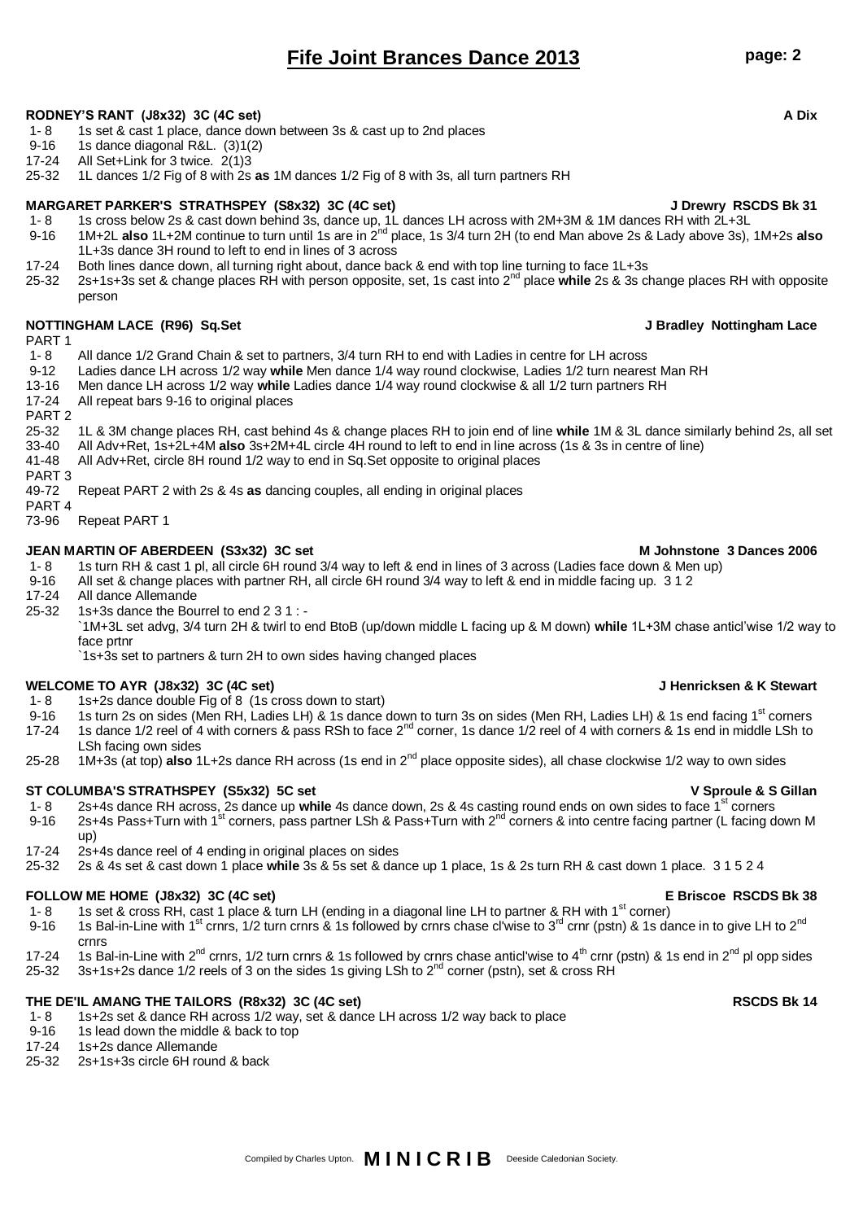# Fife Joint Brances Dance 2013

**RODNEY'S RANT (J8x32) 3C (4C set)** **A Dix**

1- 8 1s set & cast 1 place, dance down between 3s & cast up to 2nd places
9-16 1s dance diagonal R&L. (3)1(2)
17-24 All Set+Link for 3 twice. 2(1)3
25-32 1L dances 1/2 Fig of 8 with 2s **as** 1M dances 1/2 Fig of 8 with 3s, all turn partners RH

**MARGARET PARKER'S STRATHSPEY (S8x32) 3C (4C set)** **J Drewry RSCDS Bk 31**

1- 8 1s cross below 2s & cast down behind 3s, dance up, 1L dances LH across with 2M+3M & 1M dances RH with 2L+3L
9-16 1M+2L **also** 1L+2M continue to turn until 1s are in 2nd place, 1s 3/4 turn 2H (to end Man above 2s & Lady above 3s), 1M+2s **also** 1L+3s dance 3H round to left to end in lines of 3 across
17-24 Both lines dance down, all turning right about, dance back & end with top line turning to face 1L+3s
25-32 2s+1s+3s set & change places RH with person opposite, set, 1s cast into 2nd place **while** 2s & 3s change places RH with opposite person

**NOTTINGHAM LACE (R96) Sq.Set** **J Bradley Nottingham Lace**

PART 1
1- 8 All dance 1/2 Grand Chain & set to partners, 3/4 turn RH to end with Ladies in centre for LH across
9-12 Ladies dance LH across 1/2 way **while** Men dance 1/4 way round clockwise, Ladies 1/2 turn nearest Man RH
13-16 Men dance LH across 1/2 way **while** Ladies dance 1/4 way round clockwise & all 1/2 turn partners RH
17-24 All repeat bars 9-16 to original places
PART 2
25-32 1L & 3M change places RH, cast behind 4s & change places RH to join end of line **while** 1M & 3L dance similarly behind 2s, all set
33-40 All Adv+Ret, 1s+2L+4M **also** 3s+2M+4L circle 4H round to left to end in line across (1s & 3s in centre of line)
41-48 All Adv+Ret, circle 8H round 1/2 way to end in Sq.Set opposite to original places
PART 3
49-72 Repeat PART 2 with 2s & 4s **as** dancing couples, all ending in original places
PART 4
73-96 Repeat PART 1

**JEAN MARTIN OF ABERDEEN (S3x32) 3C set** **M Johnstone 3 Dances 2006**

1- 8 1s turn RH & cast 1 pl, all circle 6H round 3/4 way to left & end in lines of 3 across (Ladies face down & Men up)
9-16 All set & change places with partner RH, all circle 6H round 3/4 way to left & end in middle facing up. 3 1 2
17-24 All dance Allemande
25-32 1s+3s dance the Bourrel to end 2 3 1 : -
`1M+3L set advg, 3/4 turn 2H & twirl to end BtoB (up/down middle L facing up & M down) **while** 1L+3M chase anticl'wise 1/2 way to face prtnr
`1s+3s set to partners & turn 2H to own sides having changed places

**WELCOME TO AYR (J8x32) 3C (4C set)** **J Henricksen & K Stewart**

1- 8 1s+2s dance double Fig of 8 (1s cross down to start)
9-16 1s turn 2s on sides (Men RH, Ladies LH) & 1s dance down to turn 3s on sides (Men RH, Ladies LH) & 1s end facing 1st corners
17-24 1s dance 1/2 reel of 4 with corners & pass RSh to face 2nd corner, 1s dance 1/2 reel of 4 with corners & 1s end in middle LSh to LSh facing own sides
25-28 1M+3s (at top) **also** 1L+2s dance RH across (1s end in 2nd place opposite sides), all chase clockwise 1/2 way to own sides

**ST COLUMBA'S STRATHSPEY (S5x32) 5C set** **V Sproule & S Gillan**

1- 8 2s+4s dance RH across, 2s dance up **while** 4s dance down, 2s & 4s casting round ends on own sides to face 1st corners
9-16 2s+4s Pass+Turn with 1st corners, pass partner LSh & Pass+Turn with 2nd corners & into centre facing partner (L facing down M up)
17-24 2s+4s dance reel of 4 ending in original places on sides
25-32 2s & 4s set & cast down 1 place **while** 3s & 5s set & dance up 1 place, 1s & 2s turn RH & cast down 1 place. 3 1 5 2 4

**FOLLOW ME HOME (J8x32) 3C (4C set)** **E Briscoe RSCDS Bk 38**

1- 8 1s set & cross RH, cast 1 place & turn LH (ending in a diagonal line LH to partner & RH with 1st corner)
9-16 1s Bal-in-Line with 1st crnrs, 1/2 turn crnrs & 1s followed by crnrs chase cl'wise to 3rd crnr (pstn) & 1s dance in to give LH to 2nd crnrs
17-24 1s Bal-in-Line with 2nd crnrs, 1/2 turn crnrs & 1s followed by crnrs chase anticl'wise to 4th crnr (pstn) & 1s end in 2nd pl opp sides
25-32 3s+1s+2s dance 1/2 reels of 3 on the sides 1s giving LSh to 2nd corner (pstn), set & cross RH

**THE DE'IL AMANG THE TAILORS (R8x32) 3C (4C set)** **RSCDS Bk 14**

1- 8 1s+2s set & dance RH across 1/2 way, set & dance LH across 1/2 way back to place
9-16 1s lead down the middle & back to top
17-24 1s+2s dance Allemande
25-32 2s+1s+3s circle 6H round & back